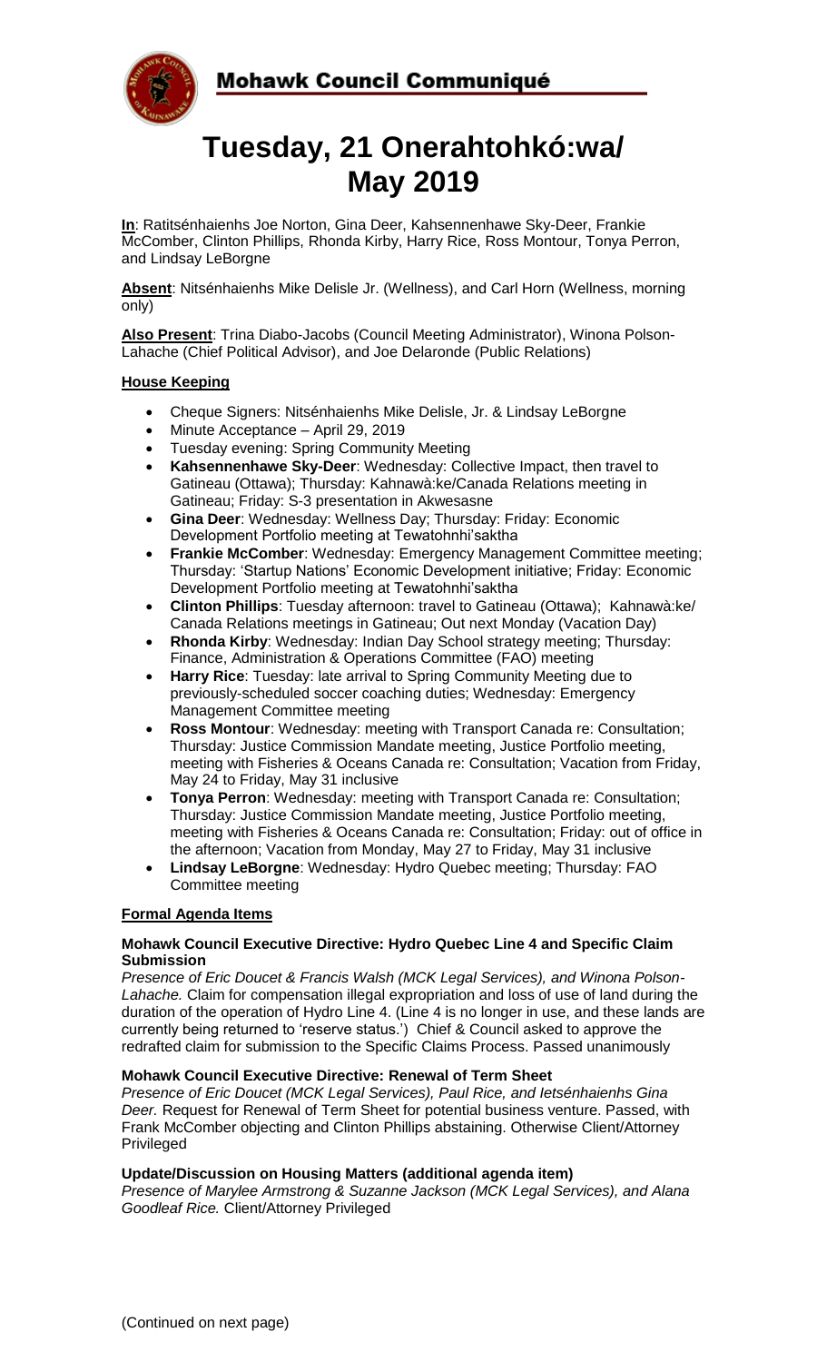# Mohawk Council Communiqué

# Tuesday, 21 Onerahtohkó:wa/ May 2019

**In**: Ratitsénhaienhs Joe Norton, Gina Deer, Kahsennenhawe Sky-Deer, Frankie McComber, Clinton Phillips, Rhonda Kirby, Harry Rice, Ross Montour, Tonya Perron, and Lindsay LeBorgne

**Absent**: Nitsénhaienhs Mike Delisle Jr. (Wellness), and Carl Horn (Wellness, morning only)

**Also Present**: Trina Diabo-Jacobs (Council Meeting Administrator), Winona Polson-Lahache (Chief Political Advisor), and Joe Delaronde (Public Relations)

## House Keeping

- Cheque Signers: Nitsénhaienhs Mike Delisle, Jr. & Lindsay LeBorgne
- Minute Acceptance – April 29, 2019
- Tuesday evening: Spring Community Meeting
- **Kahsennenhawe Sky-Deer**: Wednesday: Collective Impact, then travel to Gatineau (Ottawa); Thursday: Kahnawà:ke/Canada Relations meeting in Gatineau; Friday: S-3 presentation in Akwesasne
- **Gina Deer**: Wednesday: Wellness Day; Thursday: Friday: Economic Development Portfolio meeting at Tewatohnhi'saktha
- **Frankie McComber**: Wednesday: Emergency Management Committee meeting; Thursday: 'Startup Nations' Economic Development initiative; Friday: Economic Development Portfolio meeting at Tewatohnhi'saktha
- **Clinton Phillips**: Tuesday afternoon: travel to Gatineau (Ottawa); Kahnawà:ke/ Canada Relations meetings in Gatineau; Out next Monday (Vacation Day)
- **Rhonda Kirby**: Wednesday: Indian Day School strategy meeting; Thursday: Finance, Administration & Operations Committee (FAO) meeting
- **Harry Rice**: Tuesday: late arrival to Spring Community Meeting due to previously-scheduled soccer coaching duties; Wednesday: Emergency Management Committee meeting
- **Ross Montour**: Wednesday: meeting with Transport Canada re: Consultation; Thursday: Justice Commission Mandate meeting, Justice Portfolio meeting, meeting with Fisheries & Oceans Canada re: Consultation; Vacation from Friday, May 24 to Friday, May 31 inclusive
- **Tonya Perron**: Wednesday: meeting with Transport Canada re: Consultation; Thursday: Justice Commission Mandate meeting, Justice Portfolio meeting, meeting with Fisheries & Oceans Canada re: Consultation; Friday: out of office in the afternoon; Vacation from Monday, May 27 to Friday, May 31 inclusive
- **Lindsay LeBorgne**: Wednesday: Hydro Quebec meeting; Thursday: FAO Committee meeting

## Formal Agenda Items

### Mohawk Council Executive Directive: Hydro Quebec Line 4 and Specific Claim Submission

*Presence of Eric Doucet & Francis Walsh (MCK Legal Services), and Winona Polson-Lahache.* Claim for compensation illegal expropriation and loss of use of land during the duration of the operation of Hydro Line 4. (Line 4 is no longer in use, and these lands are currently being returned to 'reserve status.') Chief & Council asked to approve the redrafted claim for submission to the Specific Claims Process. Passed unanimously

### Mohawk Council Executive Directive: Renewal of Term Sheet

*Presence of Eric Doucet (MCK Legal Services), Paul Rice, and Ietsénhaienhs Gina Deer.* Request for Renewal of Term Sheet for potential business venture. Passed, with Frank McComber objecting and Clinton Phillips abstaining. Otherwise Client/Attorney Privileged

### Update/Discussion on Housing Matters (additional agenda item)

*Presence of Marylee Armstrong & Suzanne Jackson (MCK Legal Services), and Alana Goodleaf Rice.* Client/Attorney Privileged

(Continued on next page)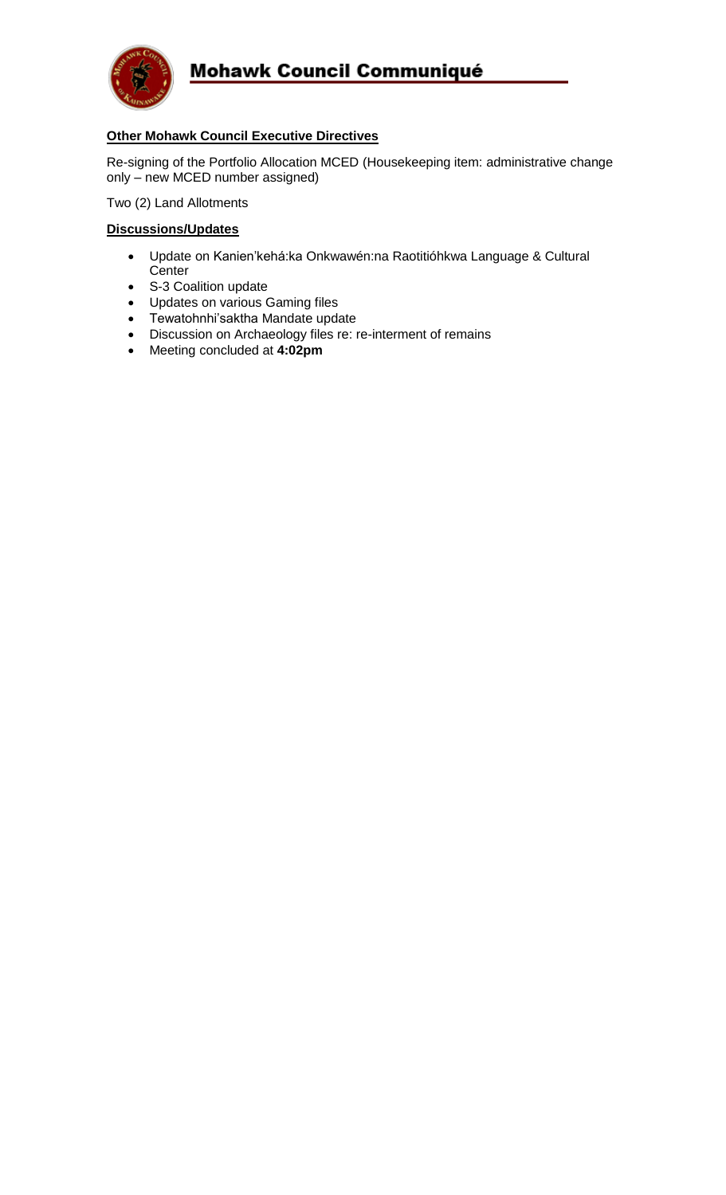**Other Mohawk Council Executive Directives**

Re-signing of the Portfolio Allocation MCED (Housekeeping item: administrative change only – new MCED number assigned)

Two (2) Land Allotments

**Discussions/Updates**

- Update on Kanien'kehá:ka Onkwawén:na Raotitióhkwa Language & Cultural Center
- S-3 Coalition update
- Updates on various Gaming files
- Tewatohnhi'saktha Mandate update
- Discussion on Archaeology files re: re-interment of remains
- Meeting concluded at **4:02pm**